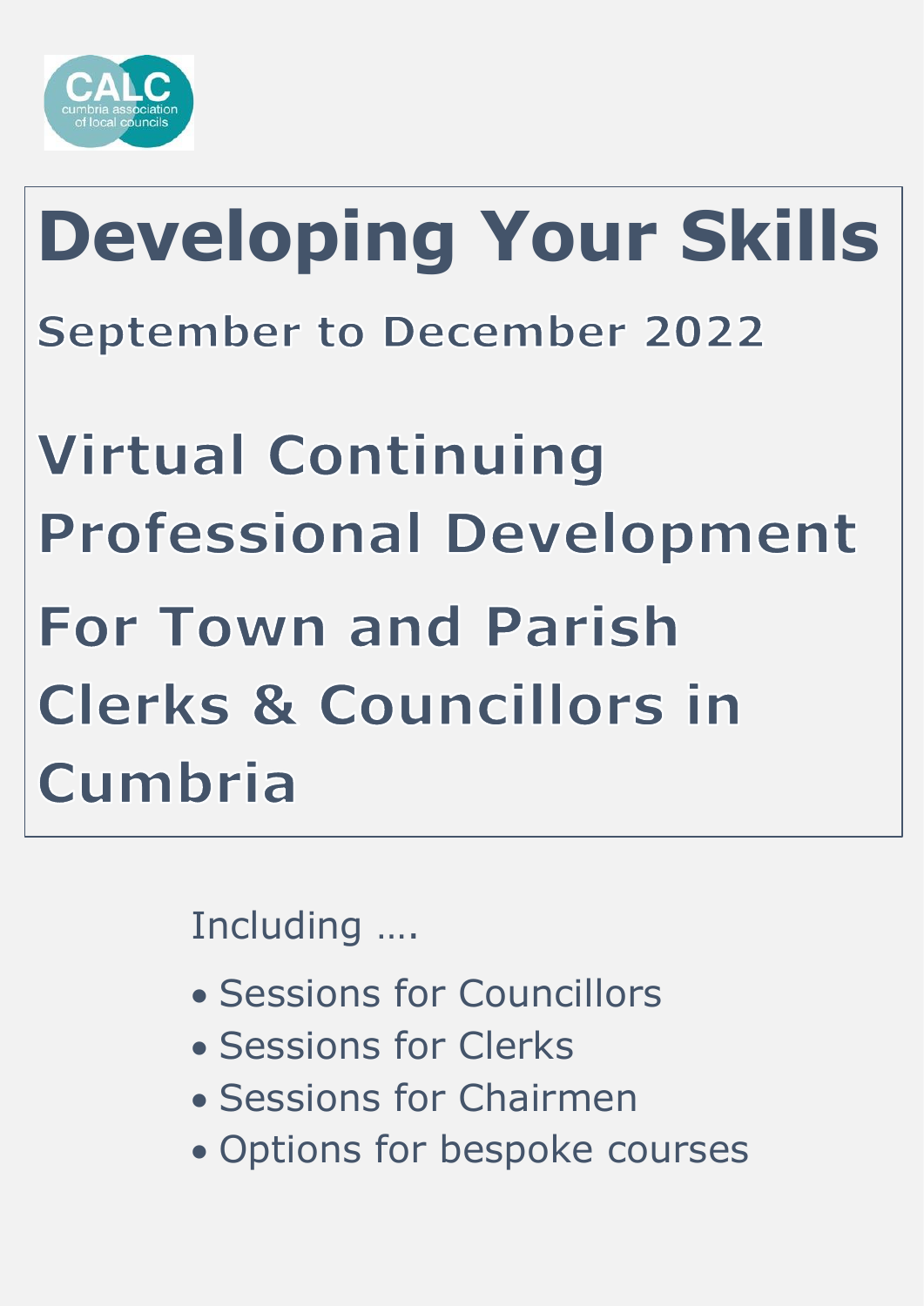CALC
cumbria association of local councils

# Developing Your Skills

## September to December 2022

## Virtual Continuing Professional Development

## For Town and Parish Clerks & Councillors in Cumbria

Including ….

- Sessions for Councillors
- Sessions for Clerks
- Sessions for Chairmen
- Options for bespoke courses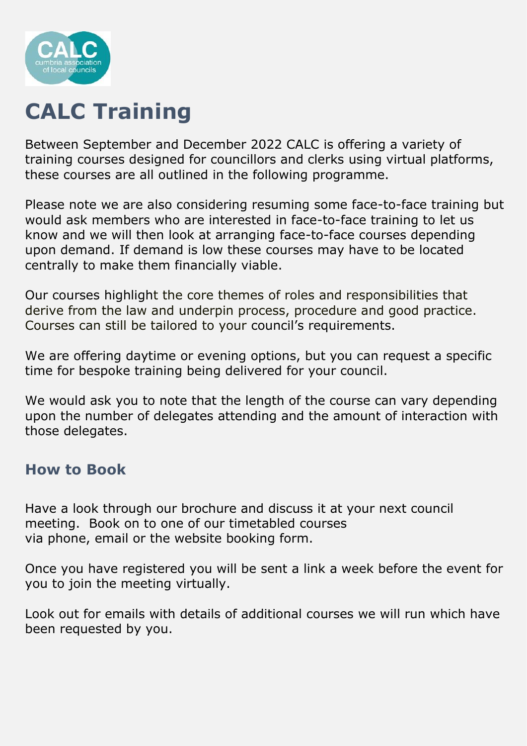# CALC Training

Between September and December 2022 CALC is offering a variety of training courses designed for councillors and clerks using virtual platforms, these courses are all outlined in the following programme.

Please note we are also considering resuming some face-to-face training but would ask members who are interested in face-to-face training to let us know and we will then look at arranging face-to-face courses depending upon demand. If demand is low these courses may have to be located centrally to make them financially viable.

Our courses highlight the core themes of roles and responsibilities that derive from the law and underpin process, procedure and good practice. Courses can still be tailored to your council's requirements.

We are offering daytime or evening options, but you can request a specific time for bespoke training being delivered for your council.

We would ask you to note that the length of the course can vary depending upon the number of delegates attending and the amount of interaction with those delegates.

## How to Book

Have a look through our brochure and discuss it at your next council meeting. Book on to one of our timetabled courses via phone, email or the website booking form.

Once you have registered you will be sent a link a week before the event for you to join the meeting virtually.

Look out for emails with details of additional courses we will run which have been requested by you.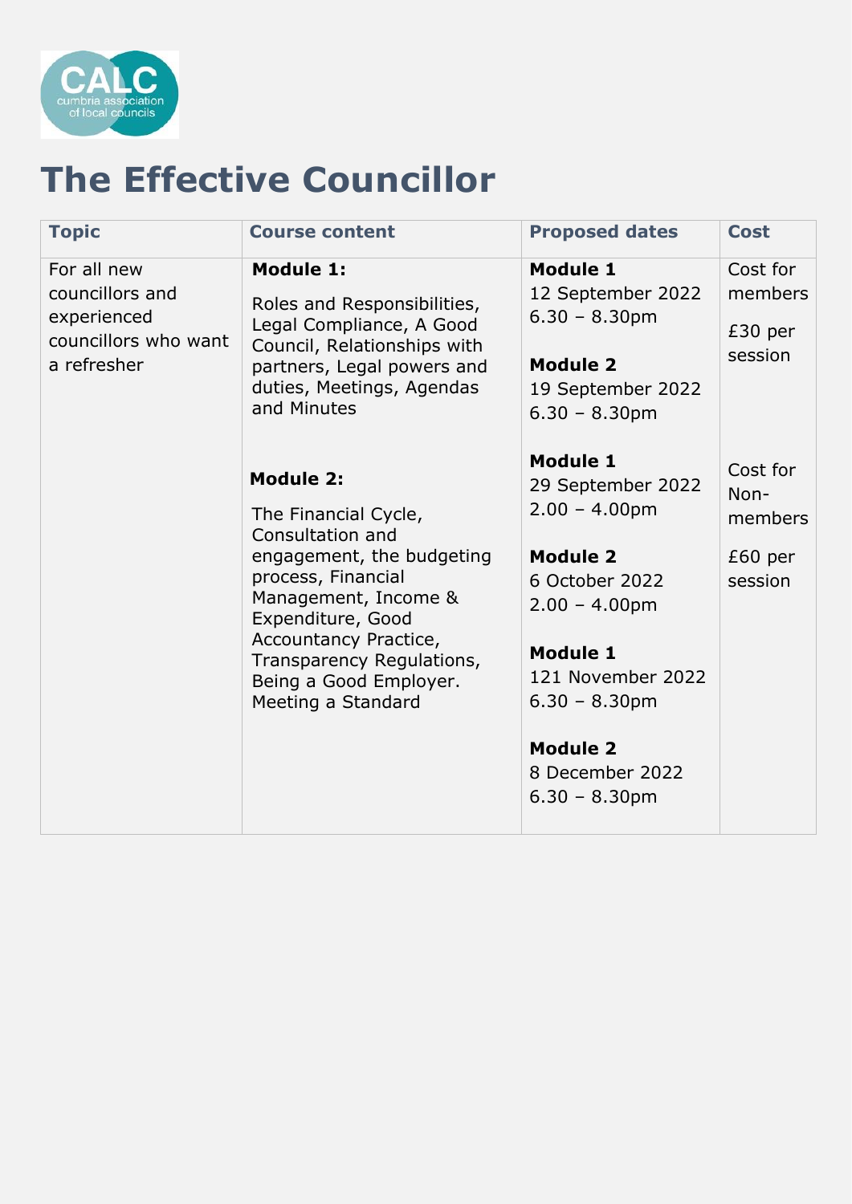# The Effective Councillor

| Topic | Course content | Proposed dates | Cost |
|---|---|---|---|
| For all new councillors and experienced councillors who want a refresher | **Module 1:**<br><br>Roles and Responsibilities, Legal Compliance, A Good Council, Relationships with partners, Legal powers and duties, Meetings, Agendas and Minutes<br><br>**Module 2:**<br><br>The Financial Cycle, Consultation and engagement, the budgeting process, Financial Management, Income & Expenditure, Good Accountancy Practice, Transparency Regulations, Being a Good Employer. Meeting a Standard | **Module 1**<br>12 September 2022<br>6.30 – 8.30pm<br><br>**Module 2**<br>19 September 2022<br>6.30 – 8.30pm<br><br>**Module 1**<br>29 September 2022<br>2.00 – 4.00pm<br><br>**Module 2**<br>6 October 2022<br>2.00 – 4.00pm<br><br>**Module 1**<br>121 November 2022<br>6.30 – 8.30pm<br><br>**Module 2**<br>8 December 2022<br>6.30 – 8.30pm | Cost for members<br><br>£30 per session<br><br>Cost for Non-members<br><br>£60 per session |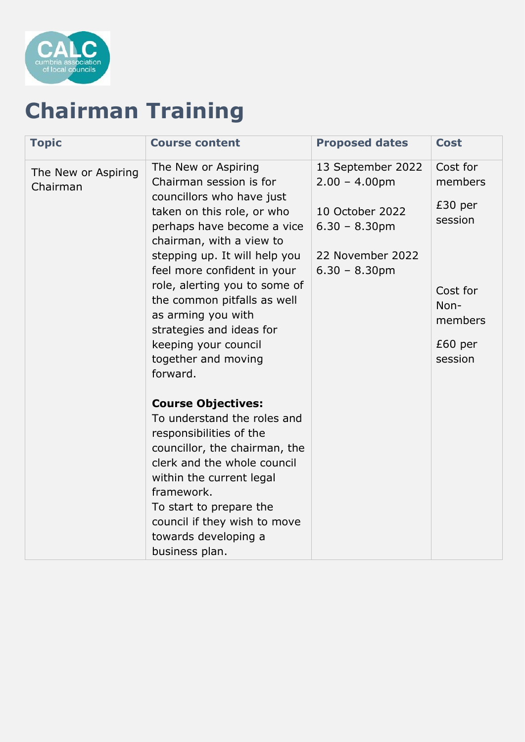# Chairman Training

| Topic | Course content | Proposed dates | Cost |
|---|---|---|---|
| The New or Aspiring Chairman | The New or Aspiring Chairman session is for councillors who have just taken on this role, or who perhaps have become a vice chairman, with a view to stepping up. It will help you feel more confident in your role, alerting you to some of the common pitfalls as well as arming you with strategies and ideas for keeping your council together and moving forward.<br><br>**Course Objectives:**<br>To understand the roles and responsibilities of the councillor, the chairman, the clerk and the whole council within the current legal framework.<br>To start to prepare the council if they wish to move towards developing a business plan. | 13 September 2022<br>2.00 – 4.00pm<br><br>10 October 2022<br>6.30 – 8.30pm<br><br>22 November 2022<br>6.30 – 8.30pm | Cost for members<br><br>£30 per session<br><br>Cost for Non-members<br><br>£60 per session |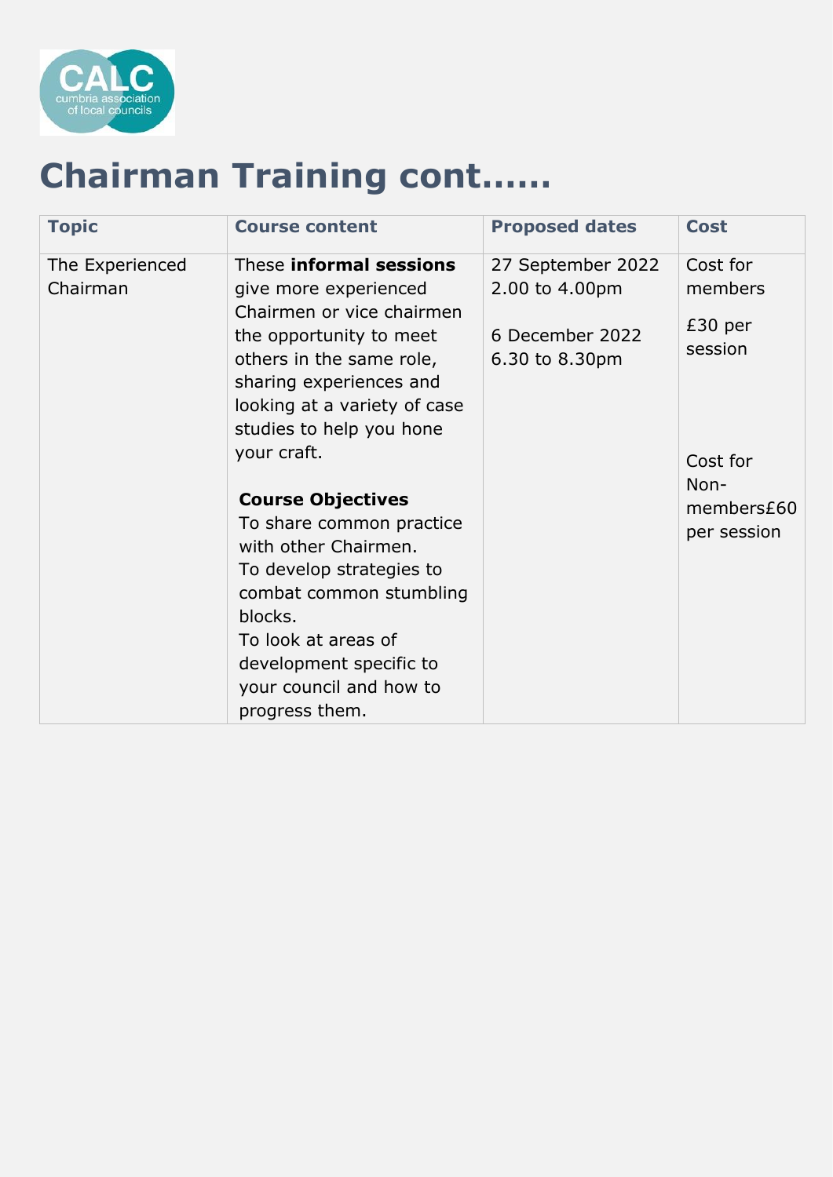# Chairman Training cont……

| Topic | Course content | Proposed dates | Cost |
|---|---|---|---|
| The Experienced Chairman | These **informal sessions** give more experienced Chairmen or vice chairmen the opportunity to meet others in the same role, sharing experiences and looking at a variety of case studies to help you hone your craft.<br><br>**Course Objectives**<br>To share common practice with other Chairmen.<br>To develop strategies to combat common stumbling blocks.<br>To look at areas of development specific to your council and how to progress them. | 27 September 2022 2.00 to 4.00pm<br><br>6 December 2022 6.30 to 8.30pm | Cost for members<br><br>£30 per session<br><br>Cost for Non-members£60 per session |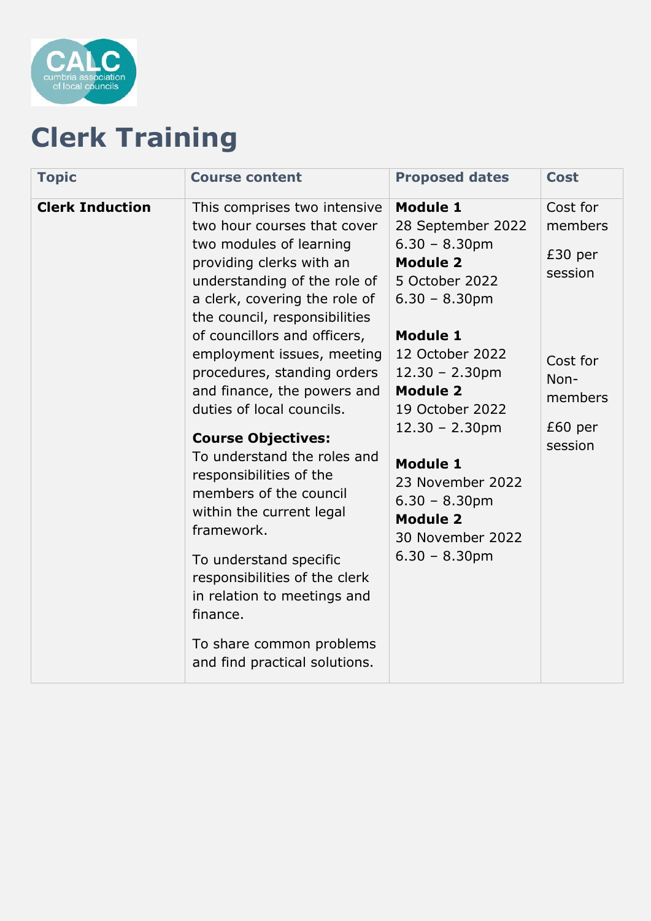# Clerk Training

| Topic | Course content | Proposed dates | Cost |
|---|---|---|---|
| **Clerk Induction** | This comprises two intensive two hour courses that cover two modules of learning providing clerks with an understanding of the role of a clerk, covering the role of the council, responsibilities of councillors and officers, employment issues, meeting procedures, standing orders and finance, the powers and duties of local councils.<br><br>**Course Objectives:**<br>To understand the roles and responsibilities of the members of the council within the current legal framework.<br><br>To understand specific responsibilities of the clerk in relation to meetings and finance.<br><br>To share common problems and find practical solutions. | **Module 1**<br>28 September 2022<br>6.30 – 8.30pm<br>**Module 2**<br>5 October 2022<br>6.30 – 8.30pm<br><br>**Module 1**<br>12 October 2022<br>12.30 – 2.30pm<br>**Module 2**<br>19 October 2022<br>12.30 – 2.30pm<br><br>**Module 1**<br>23 November 2022<br>6.30 – 8.30pm<br>**Module 2**<br>30 November 2022<br>6.30 – 8.30pm | Cost for members<br><br>£30 per session<br><br>Cost for Non-members<br><br>£60 per session |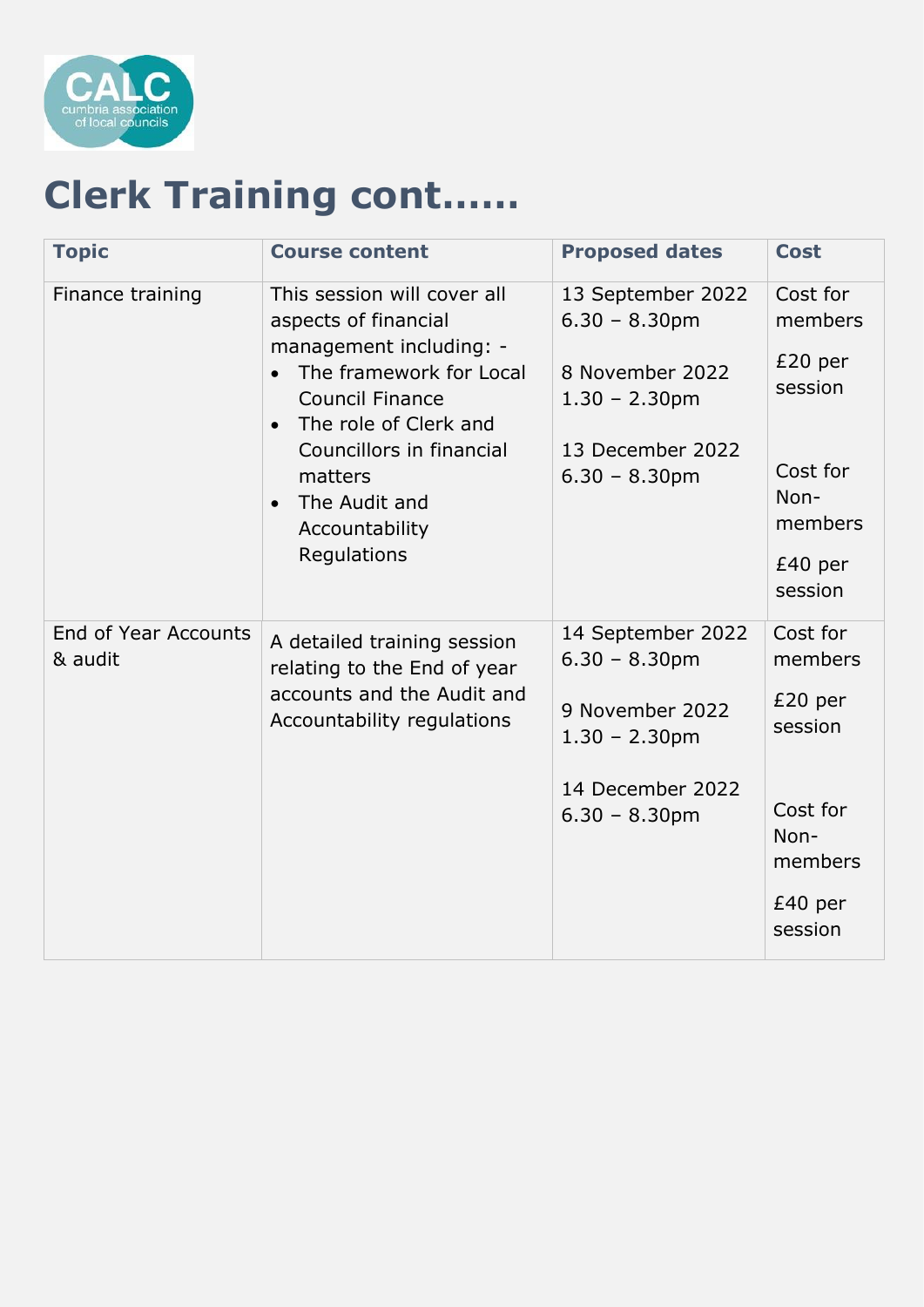# Clerk Training cont……

| Topic | Course content | Proposed dates | Cost |
|---|---|---|---|
| Finance training | This session will cover all aspects of financial management including: -<br>• The framework for Local Council Finance<br>• The role of Clerk and Councillors in financial matters<br>• The Audit and Accountability Regulations | 13 September 2022 6.30 – 8.30pm<br><br>8 November 2022 1.30 – 2.30pm<br><br>13 December 2022 6.30 – 8.30pm | Cost for members<br>£20 per session<br><br>Cost for Non-members<br>£40 per session |
| End of Year Accounts & audit | A detailed training session relating to the End of year accounts and the Audit and Accountability regulations | 14 September 2022 6.30 – 8.30pm<br><br>9 November 2022 1.30 – 2.30pm<br><br>14 December 2022 6.30 – 8.30pm | Cost for members<br>£20 per session<br><br>Cost for Non-members<br>£40 per session |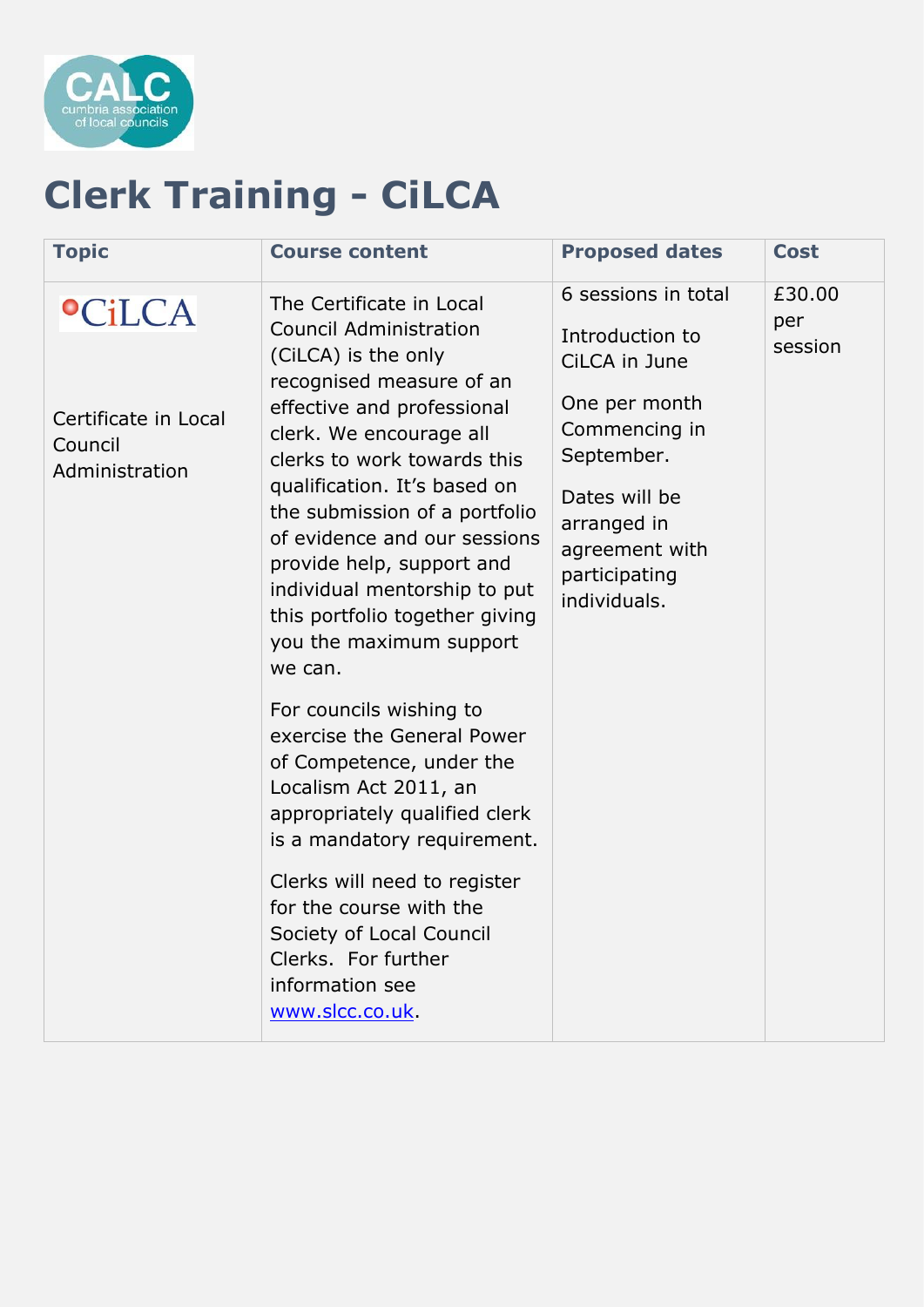# Clerk Training - CiLCA

| Topic | Course content | Proposed dates | Cost |
| --- | --- | --- | --- |
| CiLCA<br><br>Certificate in Local Council Administration | The Certificate in Local Council Administration (CiLCA) is the only recognised measure of an effective and professional clerk. We encourage all clerks to work towards this qualification. It's based on the submission of a portfolio of evidence and our sessions provide help, support and individual mentorship to put this portfolio together giving you the maximum support we can.<br><br>For councils wishing to exercise the General Power of Competence, under the Localism Act 2011, an appropriately qualified clerk is a mandatory requirement.<br><br>Clerks will need to register for the course with the Society of Local Council Clerks. For further information see www.slcc.co.uk. | 6 sessions in total<br><br>Introduction to CiLCA in June<br><br>One per month Commencing in September.<br><br>Dates will be arranged in agreement with participating individuals. | £30.00 per session |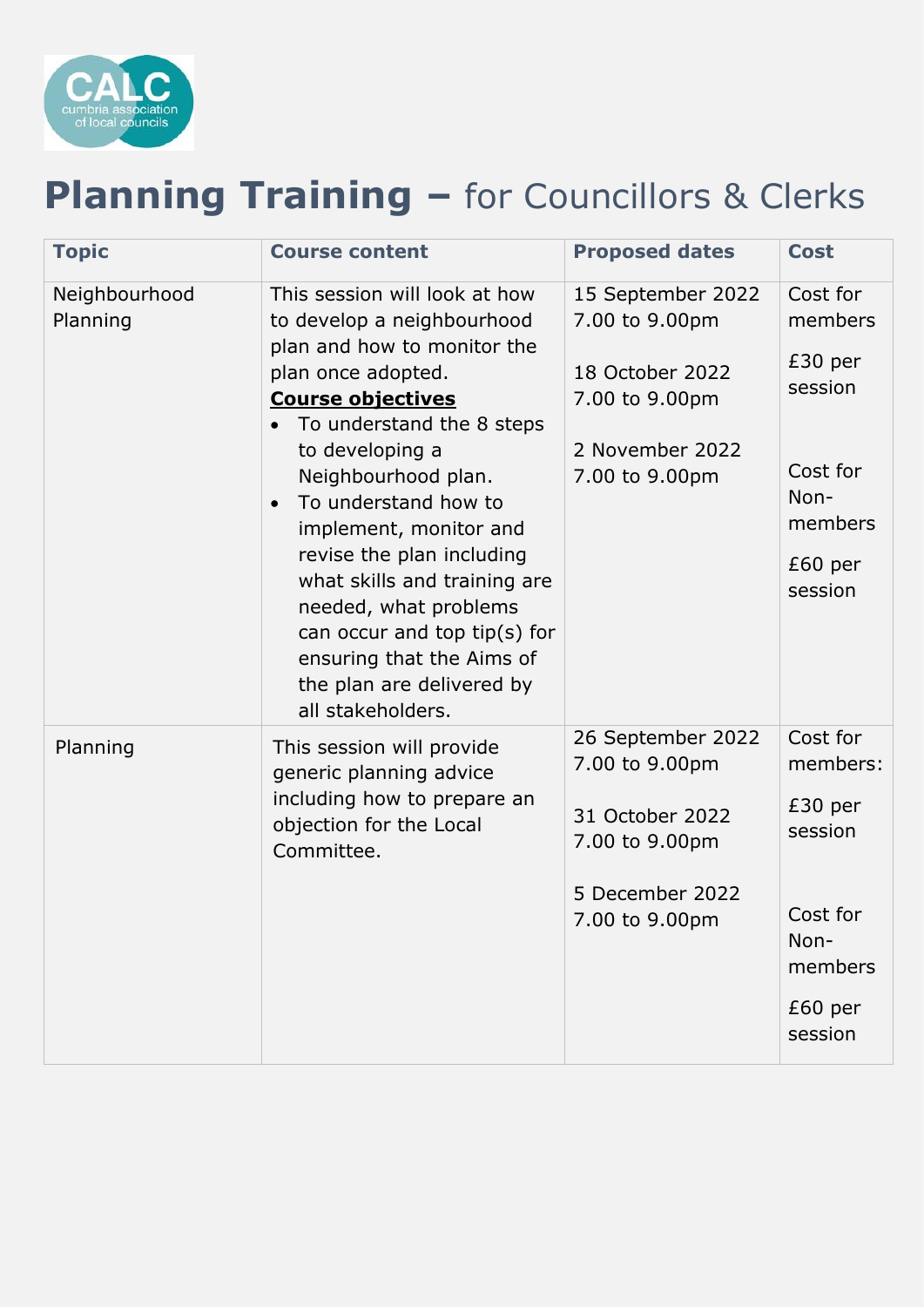# **Planning Training –** for Councillors & Clerks

| Topic | Course content | Proposed dates | Cost |
|---|---|---|---|
| Neighbourhood Planning | This session will look at how to develop a neighbourhood plan and how to monitor the plan once adopted.<br>**Course objectives**<br>• To understand the 8 steps to developing a Neighbourhood plan.<br>• To understand how to implement, monitor and revise the plan including what skills and training are needed, what problems can occur and top tip(s) for ensuring that the Aims of the plan are delivered by all stakeholders. | 15 September 2022 7.00 to 9.00pm<br><br>18 October 2022 7.00 to 9.00pm<br><br>2 November 2022 7.00 to 9.00pm | Cost for members<br>£30 per session<br><br>Cost for Non-members<br>£60 per session |
| Planning | This session will provide generic planning advice including how to prepare an objection for the Local Committee. | 26 September 2022 7.00 to 9.00pm<br><br>31 October 2022 7.00 to 9.00pm<br><br>5 December 2022 7.00 to 9.00pm | Cost for members:<br>£30 per session<br><br>Cost for Non-members<br>£60 per session |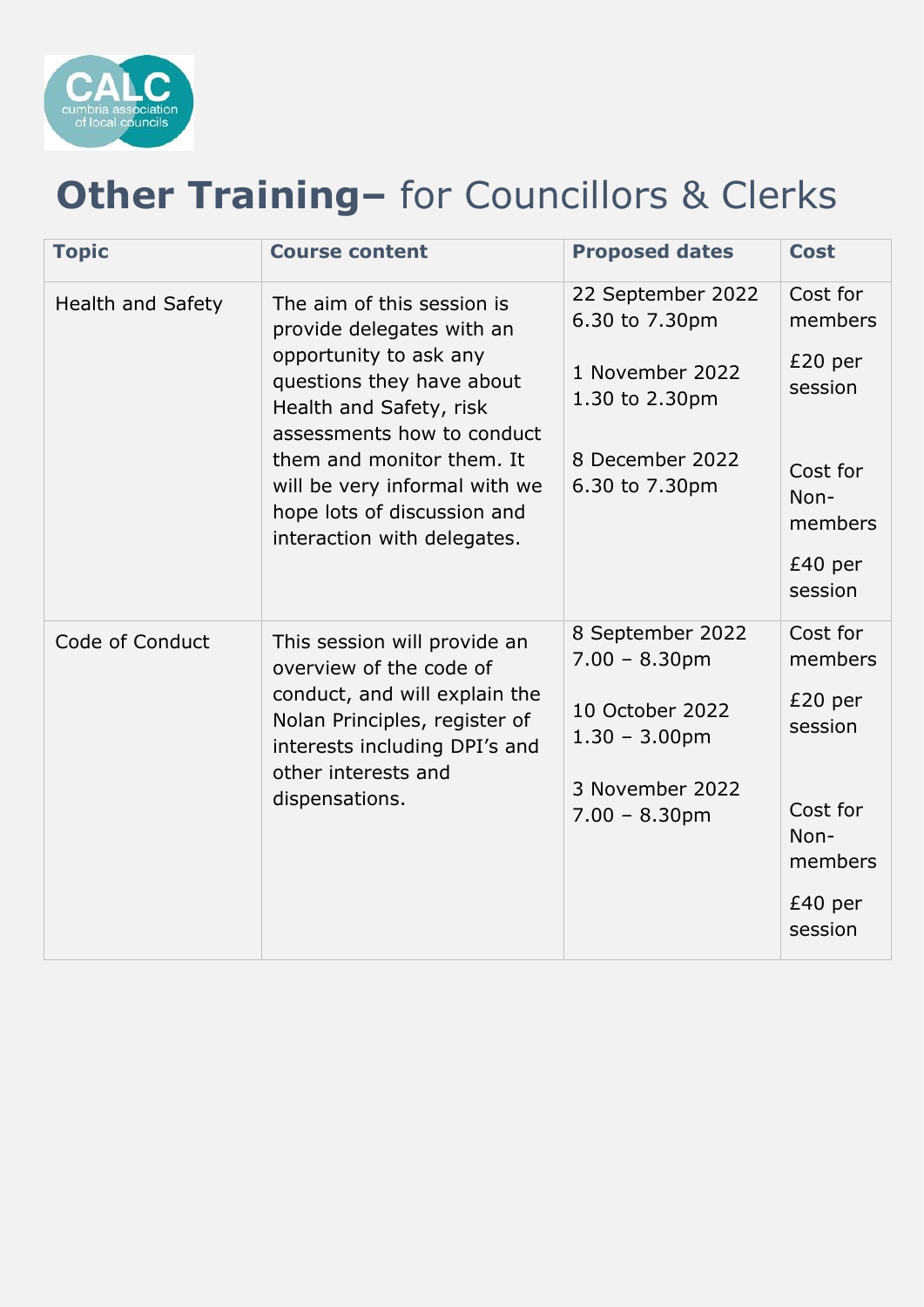# **Other Training–** for Councillors & Clerks

| **Topic** | **Course content** | **Proposed dates** | **Cost** |
| --- | --- | --- | --- |
| Health and Safety | The aim of this session is provide delegates with an opportunity to ask any questions they have about Health and Safety, risk assessments how to conduct them and monitor them. It will be very informal with we hope lots of discussion and interaction with delegates. | 22 September 2022 6.30 to 7.30pm<br><br>1 November 2022 1.30 to 2.30pm<br><br>8 December 2022 6.30 to 7.30pm | Cost for members<br>£20 per session<br><br>Cost for Non-members<br>£40 per session |
| Code of Conduct | This session will provide an overview of the code of conduct, and will explain the Nolan Principles, register of interests including DPI's and other interests and dispensations. | 8 September 2022 7.00 – 8.30pm<br><br>10 October 2022 1.30 – 3.00pm<br><br>3 November 2022 7.00 – 8.30pm | Cost for members<br>£20 per session<br><br>Cost for Non-members<br>£40 per session |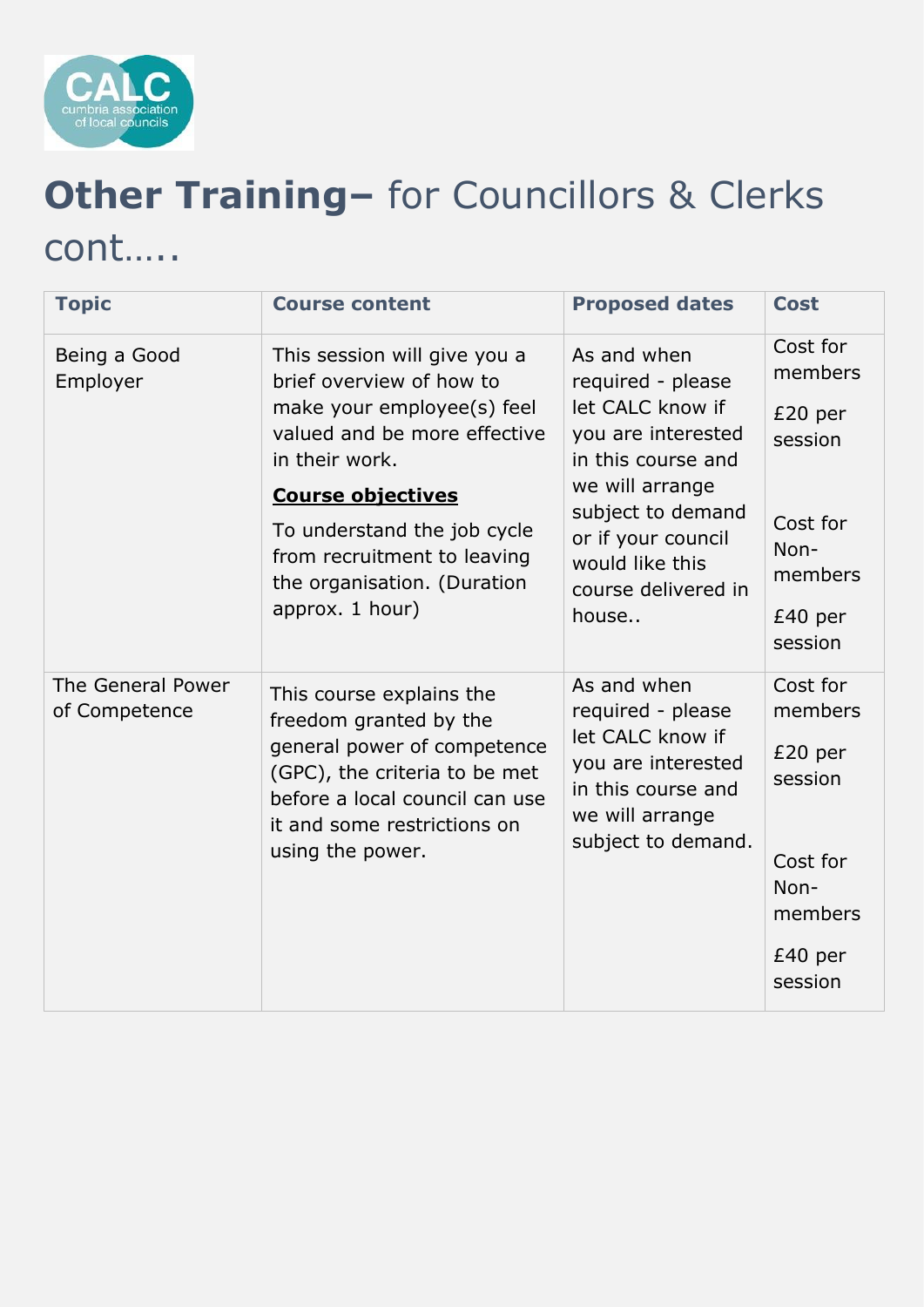# **Other Training–** for Councillors & Clerks cont…..

| Topic | Course content | Proposed dates | Cost |
|---|---|---|---|
| Being a Good Employer | This session will give you a brief overview of how to make your employee(s) feel valued and be more effective in their work.<br><br>**Course objectives**<br><br>To understand the job cycle from recruitment to leaving the organisation. (Duration approx. 1 hour) | As and when required - please let CALC know if you are interested in this course and we will arrange subject to demand or if your council would like this course delivered in house.. | Cost for members<br><br>£20 per session<br><br>Cost for Non-members<br><br>£40 per session |
| The General Power of Competence | This course explains the freedom granted by the general power of competence (GPC), the criteria to be met before a local council can use it and some restrictions on using the power. | As and when required - please let CALC know if you are interested in this course and we will arrange subject to demand. | Cost for members<br><br>£20 per session<br><br>Cost for Non-members<br><br>£40 per session |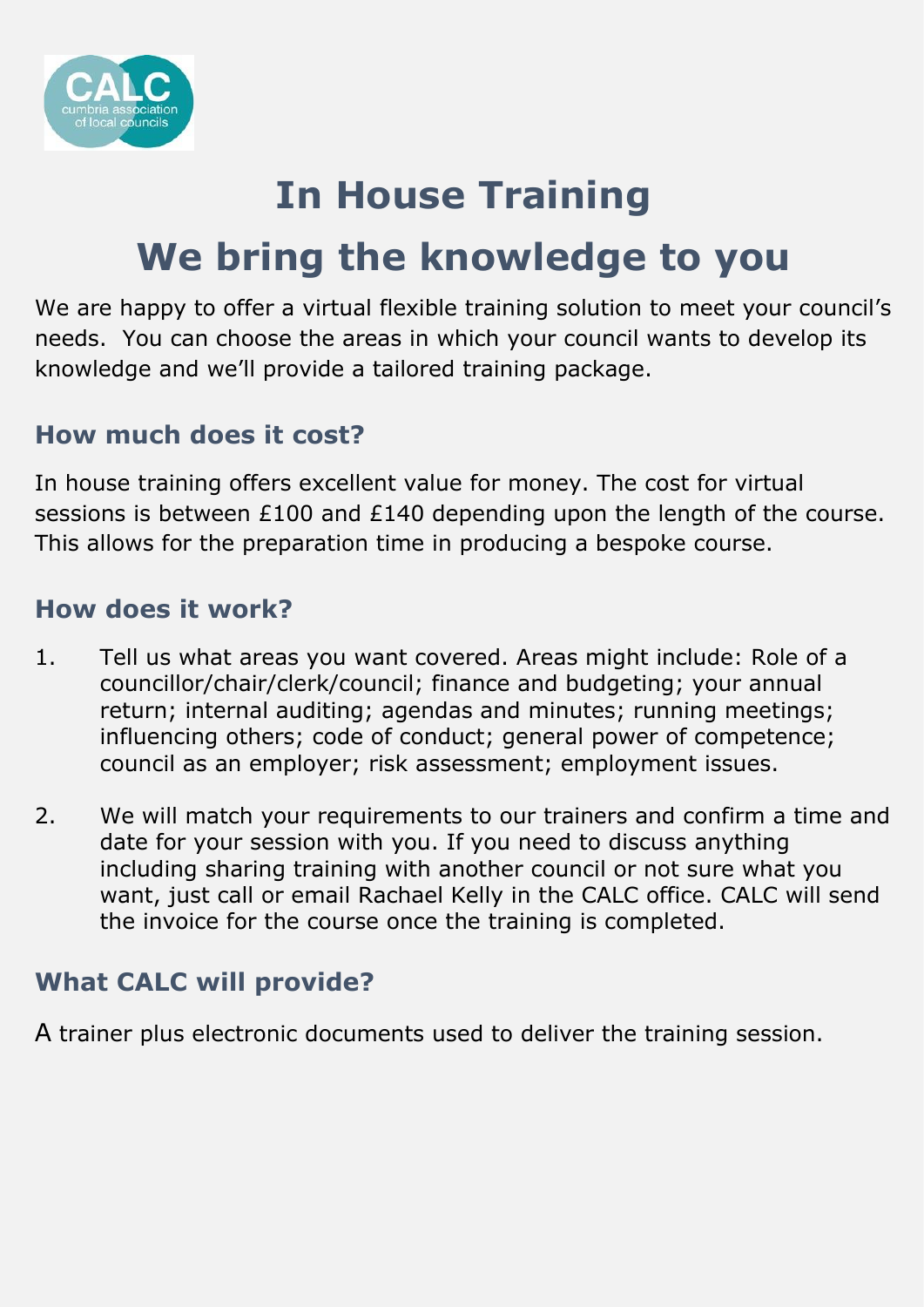# In House Training

# We bring the knowledge to you

We are happy to offer a virtual flexible training solution to meet your council's needs. You can choose the areas in which your council wants to develop its knowledge and we'll provide a tailored training package.

## How much does it cost?

In house training offers excellent value for money. The cost for virtual sessions is between £100 and £140 depending upon the length of the course. This allows for the preparation time in producing a bespoke course.

## How does it work?

1. Tell us what areas you want covered. Areas might include: Role of a councillor/chair/clerk/council; finance and budgeting; your annual return; internal auditing; agendas and minutes; running meetings; influencing others; code of conduct; general power of competence; council as an employer; risk assessment; employment issues.

2. We will match your requirements to our trainers and confirm a time and date for your session with you. If you need to discuss anything including sharing training with another council or not sure what you want, just call or email Rachael Kelly in the CALC office. CALC will send the invoice for the course once the training is completed.

## What CALC will provide?

A trainer plus electronic documents used to deliver the training session.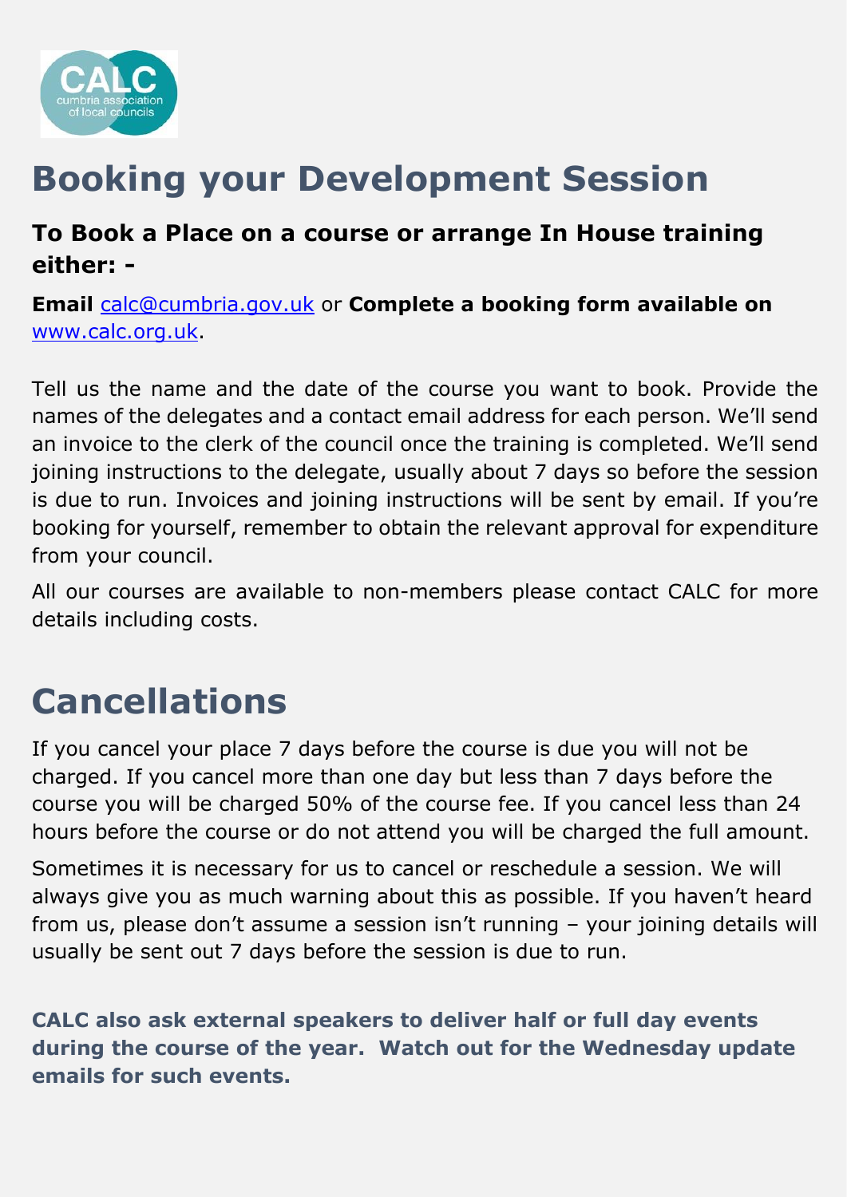# Booking your Development Session

**To Book a Place on a course or arrange In House training either: -**

**Email** calc@cumbria.gov.uk or **Complete a booking form available on** www.calc.org.uk.

Tell us the name and the date of the course you want to book. Provide the names of the delegates and a contact email address for each person. We'll send an invoice to the clerk of the council once the training is completed. We'll send joining instructions to the delegate, usually about 7 days so before the session is due to run. Invoices and joining instructions will be sent by email. If you're booking for yourself, remember to obtain the relevant approval for expenditure from your council.

All our courses are available to non-members please contact CALC for more details including costs.

# Cancellations

If you cancel your place 7 days before the course is due you will not be charged. If you cancel more than one day but less than 7 days before the course you will be charged 50% of the course fee. If you cancel less than 24 hours before the course or do not attend you will be charged the full amount.

Sometimes it is necessary for us to cancel or reschedule a session. We will always give you as much warning about this as possible. If you haven't heard from us, please don't assume a session isn't running – your joining details will usually be sent out 7 days before the session is due to run.

**CALC also ask external speakers to deliver half or full day events during the course of the year. Watch out for the Wednesday update emails for such events.**